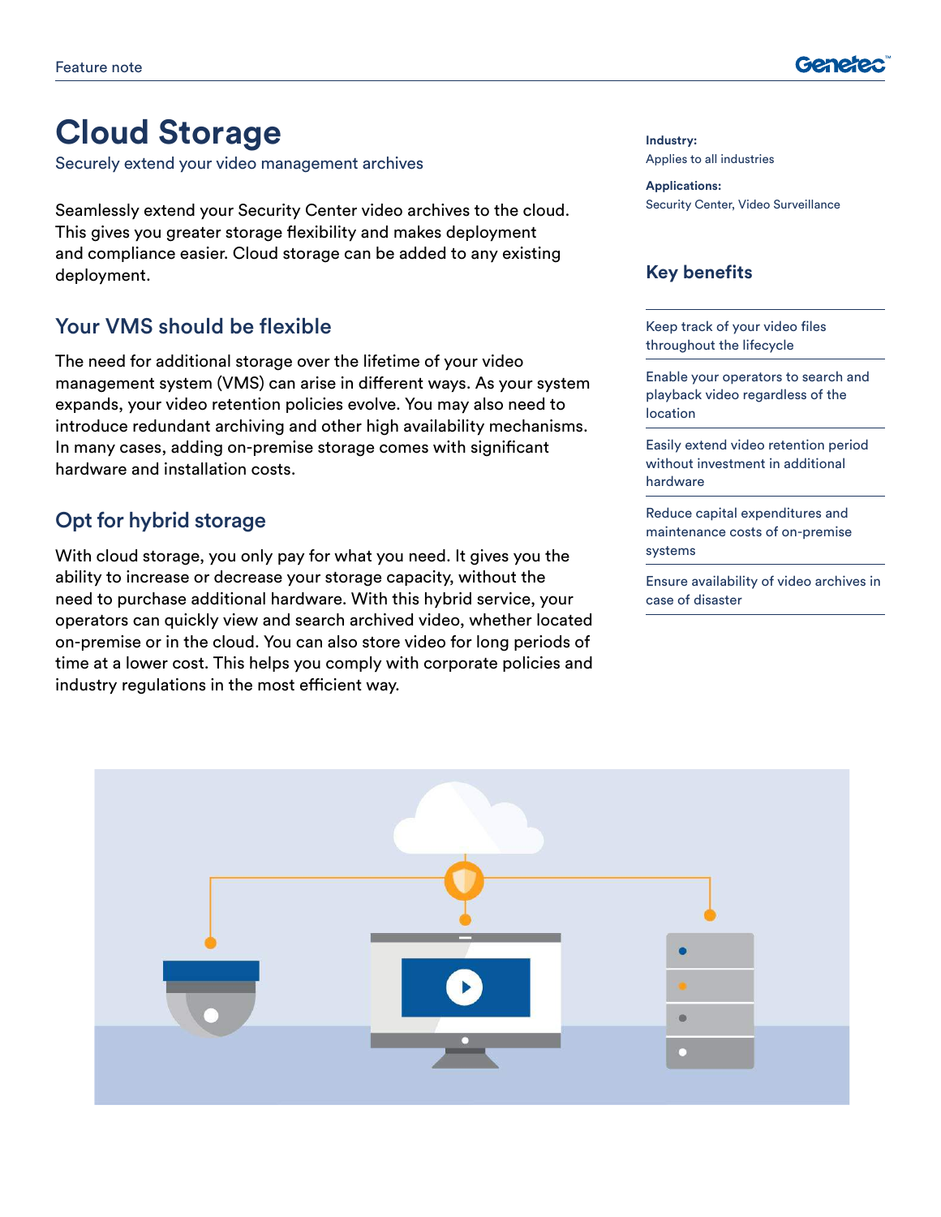# Cloud Storage

Securely extend your video management archives

Seamlessly extend your Security Center video archives to the cloud. This gives you greater storage flexibility and makes deployment and compliance easier. Cloud storage can be added to any existing deployment.

## Your VMS should be flexible

The need for additional storage over the lifetime of your video management system (VMS) can arise in different ways. As your system expands, your video retention policies evolve. You may also need to introduce redundant archiving and other high availability mechanisms. In many cases, adding on-premise storage comes with significant hardware and installation costs.

## Opt for hybrid storage

With cloud storage, you only pay for what you need. It gives you the ability to increase or decrease your storage capacity, without the need to purchase additional hardware. With this hybrid service, your operators can quickly view and search archived video, whether located on-premise or in the cloud. You can also store video for long periods of time at a lower cost. This helps you comply with corporate policies and industry regulations in the most efficient way.

**Industry:**
Applies to all industries

**Applications:**
Security Center, Video Surveillance

## Key benefits

- Keep track of your video files throughout the lifecycle
- Enable your operators to search and playback video regardless of the location
- Easily extend video retention period without investment in additional hardware
- Reduce capital expenditures and maintenance costs of on-premise systems
- Ensure availability of video archives in case of disaster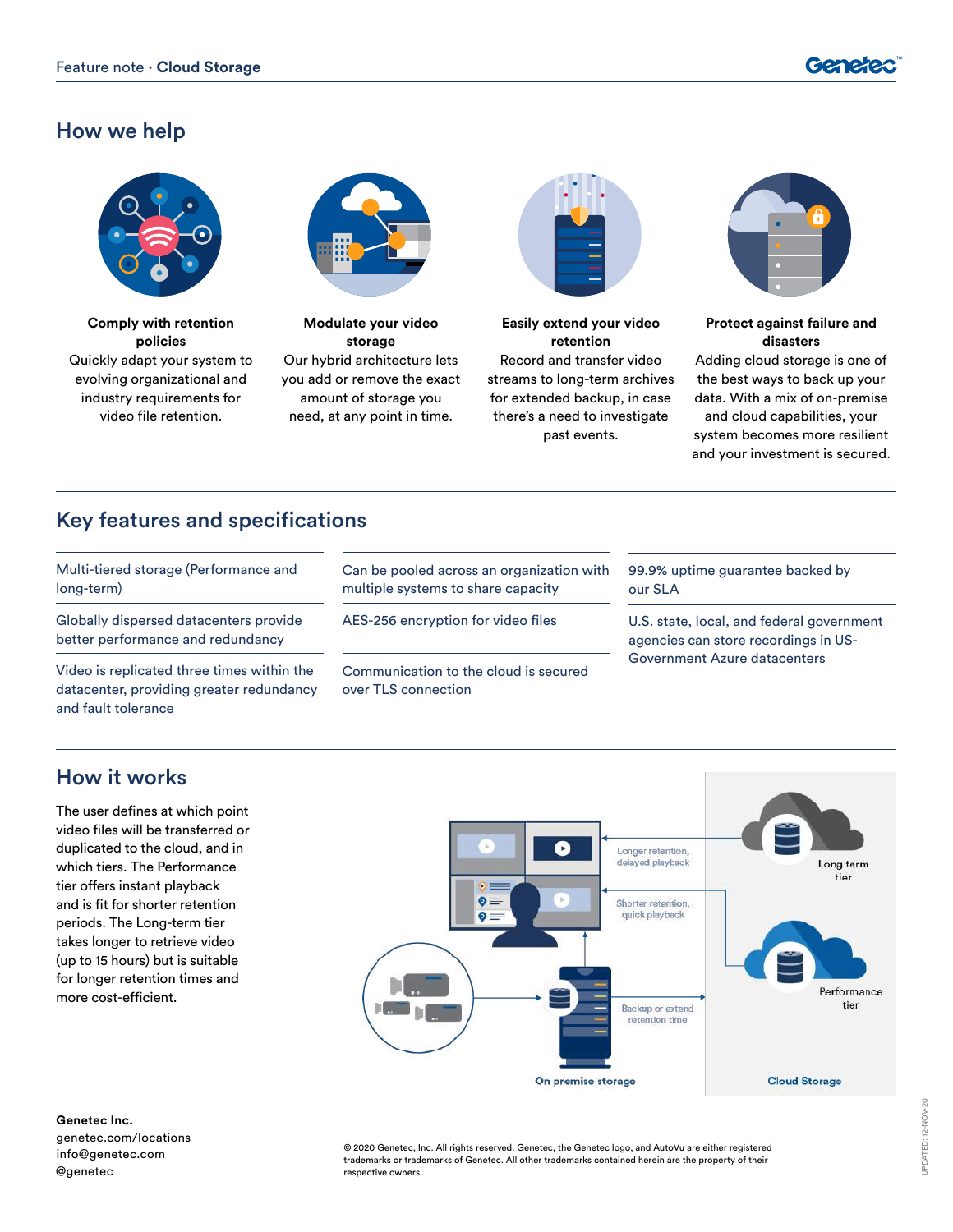## How we help

**Comply with retention policies**
Quickly adapt your system to evolving organizational and industry requirements for video file retention.

**Modulate your video storage**
Our hybrid architecture lets you add or remove the exact amount of storage you need, at any point in time.

**Easily extend your video retention**
Record and transfer video streams to long-term archives for extended backup, in case there's a need to investigate past events.

**Protect against failure and disasters**
Adding cloud storage is one of the best ways to back up your data. With a mix of on-premise and cloud capabilities, your system becomes more resilient and your investment is secured.

## Key features and specifications

- Multi-tiered storage (Performance and long-term)
- Globally dispersed datacenters provide better performance and redundancy
- Video is replicated three times within the datacenter, providing greater redundancy and fault tolerance
- Can be pooled across an organization with multiple systems to share capacity
- AES-256 encryption for video files
- Communication to the cloud is secured over TLS connection
- 99.9% uptime guarantee backed by our SLA
- U.S. state, local, and federal government agencies can store recordings in US-Government Azure datacenters

## How it works

The user defines at which point video files will be transferred or duplicated to the cloud, and in which tiers. The Performance tier offers instant playback and is fit for shorter retention periods. The Long-term tier takes longer to retrieve video (up to 15 hours) but is suitable for longer retention times and more cost-efficient.

Longer retention, delayed playback

Shorter retention, quick playback

Backup or extend retention time

Long term tier

Performance tier

On premise storage

Cloud Storage

**Genetec Inc.**
genetec.com/locations
info@genetec.com
@genetec

© 2020 Genetec, Inc. All rights reserved. Genetec, the Genetec logo, and AutoVu are either registered trademarks or trademarks of Genetec. All other trademarks contained herein are the property of their respective owners.

UPDATED: 12-NOV-20